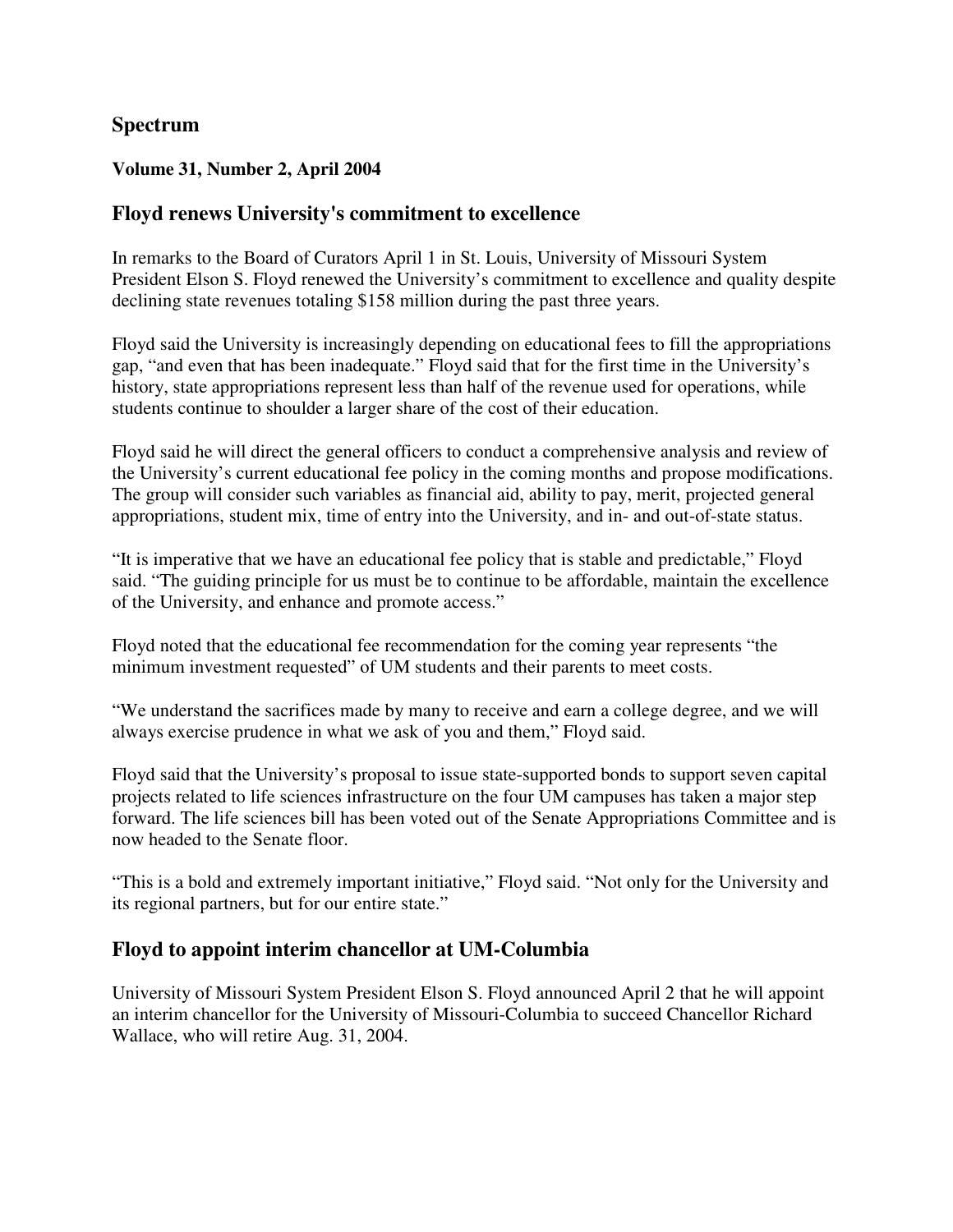## Spectrum

### Volume 31, Number 2, April 2004

## Floyd renews University's commitment to excellence

In remarks to the Board of Curators April 1 in St. Louis, University of Missouri System President Elson S. Floyd renewed the University's commitment to excellence and quality despite declining state revenues totaling $158 million during the past three years.

Floyd said the University is increasingly depending on educational fees to fill the appropriations gap, "and even that has been inadequate." Floyd said that for the first time in the University's history, state appropriations represent less than half of the revenue used for operations, while students continue to shoulder a larger share of the cost of their education.

Floyd said he will direct the general officers to conduct a comprehensive analysis and review of the University's current educational fee policy in the coming months and propose modifications. The group will consider such variables as financial aid, ability to pay, merit, projected general appropriations, student mix, time of entry into the University, and in- and out-of-state status.

"It is imperative that we have an educational fee policy that is stable and predictable," Floyd said. "The guiding principle for us must be to continue to be affordable, maintain the excellence of the University, and enhance and promote access."

Floyd noted that the educational fee recommendation for the coming year represents "the minimum investment requested" of UM students and their parents to meet costs.

"We understand the sacrifices made by many to receive and earn a college degree, and we will always exercise prudence in what we ask of you and them," Floyd said.

Floyd said that the University's proposal to issue state-supported bonds to support seven capital projects related to life sciences infrastructure on the four UM campuses has taken a major step forward. The life sciences bill has been voted out of the Senate Appropriations Committee and is now headed to the Senate floor.

"This is a bold and extremely important initiative," Floyd said. "Not only for the University and its regional partners, but for our entire state."

## Floyd to appoint interim chancellor at UM-Columbia

University of Missouri System President Elson S. Floyd announced April 2 that he will appoint an interim chancellor for the University of Missouri-Columbia to succeed Chancellor Richard Wallace, who will retire Aug. 31, 2004.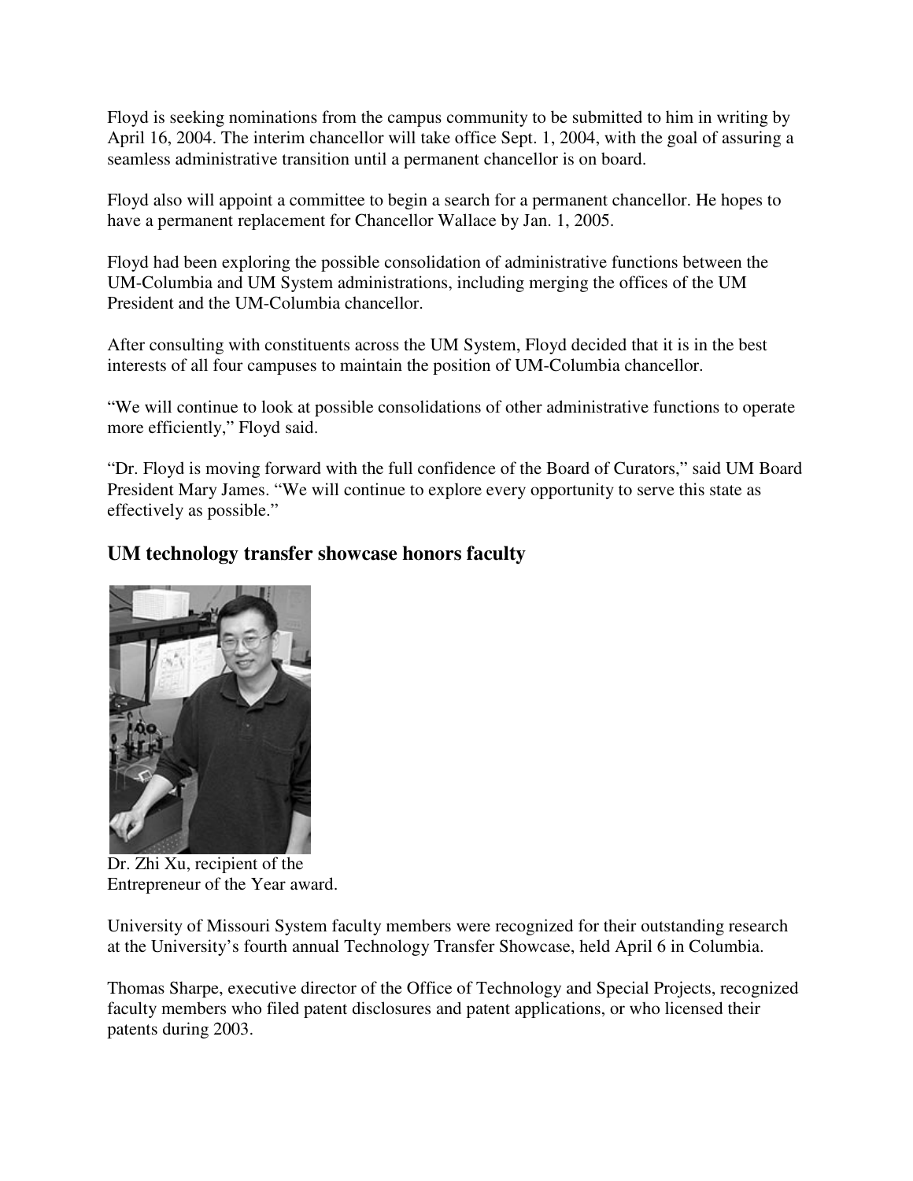Floyd is seeking nominations from the campus community to be submitted to him in writing by April 16, 2004. The interim chancellor will take office Sept. 1, 2004, with the goal of assuring a seamless administrative transition until a permanent chancellor is on board.

Floyd also will appoint a committee to begin a search for a permanent chancellor. He hopes to have a permanent replacement for Chancellor Wallace by Jan. 1, 2005.

Floyd had been exploring the possible consolidation of administrative functions between the UM-Columbia and UM System administrations, including merging the offices of the UM President and the UM-Columbia chancellor.

After consulting with constituents across the UM System, Floyd decided that it is in the best interests of all four campuses to maintain the position of UM-Columbia chancellor.

"We will continue to look at possible consolidations of other administrative functions to operate more efficiently," Floyd said.

"Dr. Floyd is moving forward with the full confidence of the Board of Curators," said UM Board President Mary James. "We will continue to explore every opportunity to serve this state as effectively as possible."

## UM technology transfer showcase honors faculty

Dr. Zhi Xu, recipient of the Entrepreneur of the Year award.

University of Missouri System faculty members were recognized for their outstanding research at the University's fourth annual Technology Transfer Showcase, held April 6 in Columbia.

Thomas Sharpe, executive director of the Office of Technology and Special Projects, recognized faculty members who filed patent disclosures and patent applications, or who licensed their patents during 2003.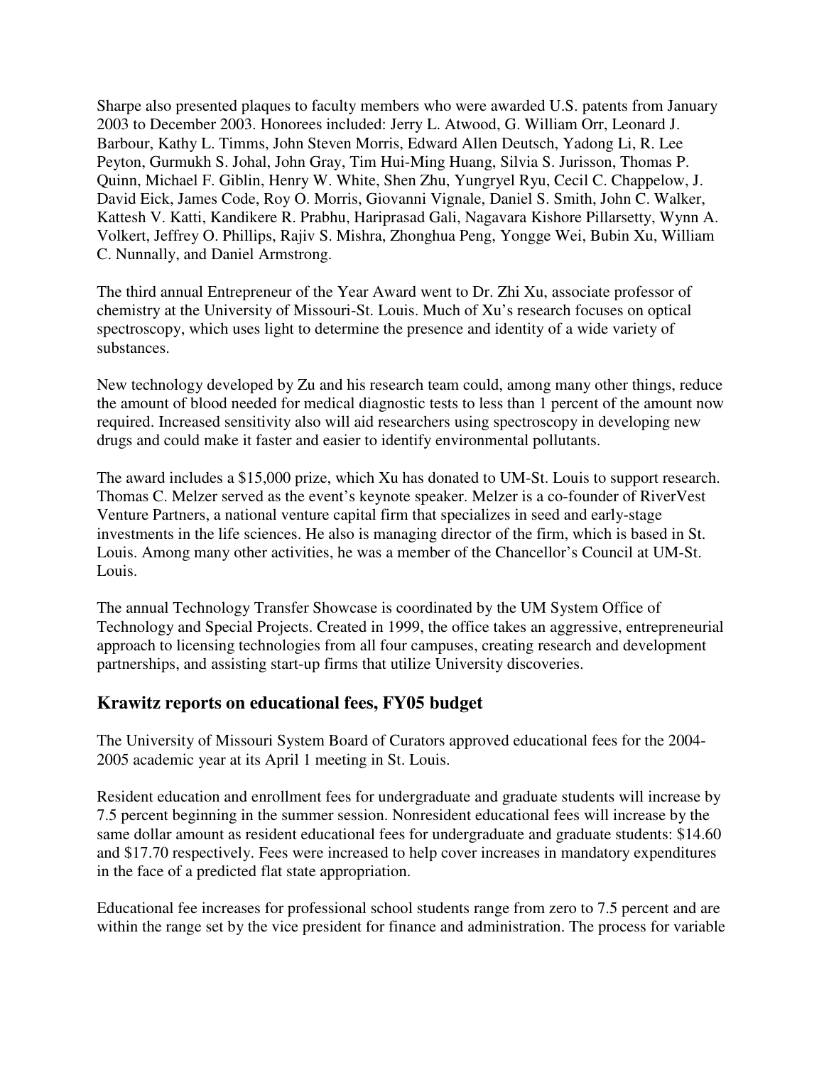Sharpe also presented plaques to faculty members who were awarded U.S. patents from January 2003 to December 2003. Honorees included: Jerry L. Atwood, G. William Orr, Leonard J. Barbour, Kathy L. Timms, John Steven Morris, Edward Allen Deutsch, Yadong Li, R. Lee Peyton, Gurmukh S. Johal, John Gray, Tim Hui-Ming Huang, Silvia S. Jurisson, Thomas P. Quinn, Michael F. Giblin, Henry W. White, Shen Zhu, Yungryel Ryu, Cecil C. Chappelow, J. David Eick, James Code, Roy O. Morris, Giovanni Vignale, Daniel S. Smith, John C. Walker, Kattesh V. Katti, Kandikere R. Prabhu, Hariprasad Gali, Nagavara Kishore Pillarsetty, Wynn A. Volkert, Jeffrey O. Phillips, Rajiv S. Mishra, Zhonghua Peng, Yongge Wei, Bubin Xu, William C. Nunnally, and Daniel Armstrong.

The third annual Entrepreneur of the Year Award went to Dr. Zhi Xu, associate professor of chemistry at the University of Missouri-St. Louis. Much of Xu's research focuses on optical spectroscopy, which uses light to determine the presence and identity of a wide variety of substances.

New technology developed by Zu and his research team could, among many other things, reduce the amount of blood needed for medical diagnostic tests to less than 1 percent of the amount now required. Increased sensitivity also will aid researchers using spectroscopy in developing new drugs and could make it faster and easier to identify environmental pollutants.

The award includes a $15,000 prize, which Xu has donated to UM-St. Louis to support research. Thomas C. Melzer served as the event's keynote speaker. Melzer is a co-founder of RiverVest Venture Partners, a national venture capital firm that specializes in seed and early-stage investments in the life sciences. He also is managing director of the firm, which is based in St. Louis. Among many other activities, he was a member of the Chancellor's Council at UM-St. Louis.

The annual Technology Transfer Showcase is coordinated by the UM System Office of Technology and Special Projects. Created in 1999, the office takes an aggressive, entrepreneurial approach to licensing technologies from all four campuses, creating research and development partnerships, and assisting start-up firms that utilize University discoveries.

## Krawitz reports on educational fees, FY05 budget

The University of Missouri System Board of Curators approved educational fees for the 2004-2005 academic year at its April 1 meeting in St. Louis.

Resident education and enrollment fees for undergraduate and graduate students will increase by 7.5 percent beginning in the summer session. Nonresident educational fees will increase by the same dollar amount as resident educational fees for undergraduate and graduate students: $14.60 and $17.70 respectively. Fees were increased to help cover increases in mandatory expenditures in the face of a predicted flat state appropriation.

Educational fee increases for professional school students range from zero to 7.5 percent and are within the range set by the vice president for finance and administration. The process for variable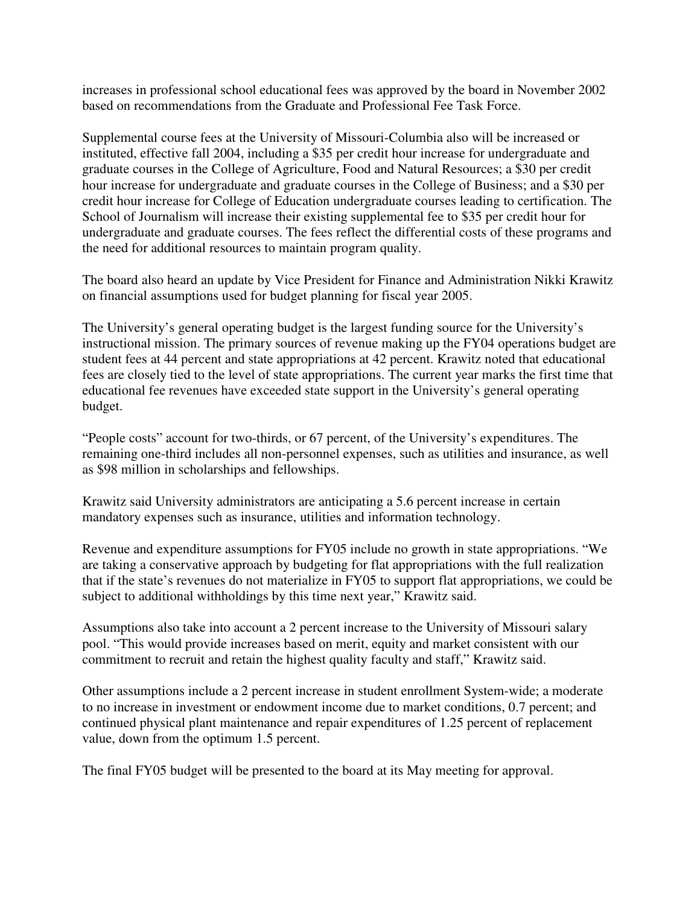increases in professional school educational fees was approved by the board in November 2002 based on recommendations from the Graduate and Professional Fee Task Force.

Supplemental course fees at the University of Missouri-Columbia also will be increased or instituted, effective fall 2004, including a $35 per credit hour increase for undergraduate and graduate courses in the College of Agriculture, Food and Natural Resources; a $30 per credit hour increase for undergraduate and graduate courses in the College of Business; and a $30 per credit hour increase for College of Education undergraduate courses leading to certification. The School of Journalism will increase their existing supplemental fee to $35 per credit hour for undergraduate and graduate courses. The fees reflect the differential costs of these programs and the need for additional resources to maintain program quality.

The board also heard an update by Vice President for Finance and Administration Nikki Krawitz on financial assumptions used for budget planning for fiscal year 2005.

The University's general operating budget is the largest funding source for the University's instructional mission. The primary sources of revenue making up the FY04 operations budget are student fees at 44 percent and state appropriations at 42 percent. Krawitz noted that educational fees are closely tied to the level of state appropriations. The current year marks the first time that educational fee revenues have exceeded state support in the University's general operating budget.

"People costs" account for two-thirds, or 67 percent, of the University's expenditures. The remaining one-third includes all non-personnel expenses, such as utilities and insurance, as well as $98 million in scholarships and fellowships.

Krawitz said University administrators are anticipating a 5.6 percent increase in certain mandatory expenses such as insurance, utilities and information technology.

Revenue and expenditure assumptions for FY05 include no growth in state appropriations. "We are taking a conservative approach by budgeting for flat appropriations with the full realization that if the state's revenues do not materialize in FY05 to support flat appropriations, we could be subject to additional withholdings by this time next year," Krawitz said.

Assumptions also take into account a 2 percent increase to the University of Missouri salary pool. "This would provide increases based on merit, equity and market consistent with our commitment to recruit and retain the highest quality faculty and staff," Krawitz said.

Other assumptions include a 2 percent increase in student enrollment System-wide; a moderate to no increase in investment or endowment income due to market conditions, 0.7 percent; and continued physical plant maintenance and repair expenditures of 1.25 percent of replacement value, down from the optimum 1.5 percent.

The final FY05 budget will be presented to the board at its May meeting for approval.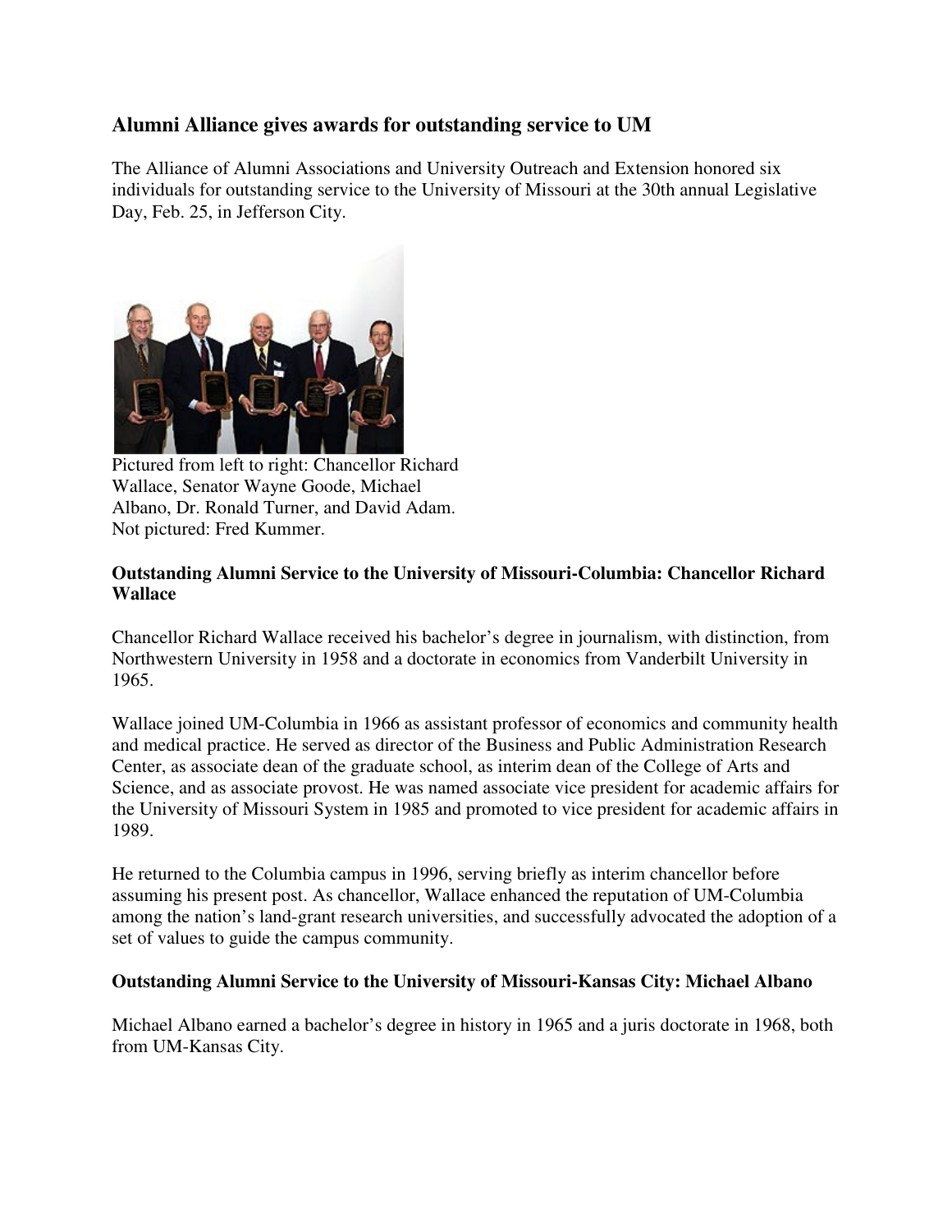## Alumni Alliance gives awards for outstanding service to UM

The Alliance of Alumni Associations and University Outreach and Extension honored six individuals for outstanding service to the University of Missouri at the 30th annual Legislative Day, Feb. 25, in Jefferson City.

Pictured from left to right: Chancellor Richard Wallace, Senator Wayne Goode, Michael Albano, Dr. Ronald Turner, and David Adam. Not pictured: Fred Kummer.

**Outstanding Alumni Service to the University of Missouri-Columbia: Chancellor Richard Wallace**

Chancellor Richard Wallace received his bachelor's degree in journalism, with distinction, from Northwestern University in 1958 and a doctorate in economics from Vanderbilt University in 1965.

Wallace joined UM-Columbia in 1966 as assistant professor of economics and community health and medical practice. He served as director of the Business and Public Administration Research Center, as associate dean of the graduate school, as interim dean of the College of Arts and Science, and as associate provost. He was named associate vice president for academic affairs for the University of Missouri System in 1985 and promoted to vice president for academic affairs in 1989.

He returned to the Columbia campus in 1996, serving briefly as interim chancellor before assuming his present post. As chancellor, Wallace enhanced the reputation of UM-Columbia among the nation's land-grant research universities, and successfully advocated the adoption of a set of values to guide the campus community.

**Outstanding Alumni Service to the University of Missouri-Kansas City: Michael Albano**

Michael Albano earned a bachelor's degree in history in 1965 and a juris doctorate in 1968, both from UM-Kansas City.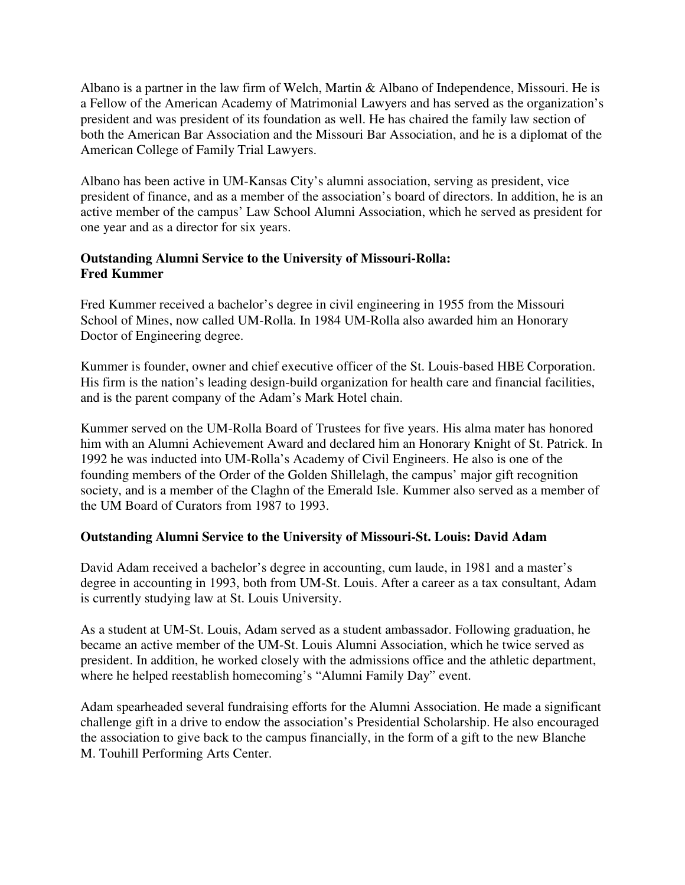Albano is a partner in the law firm of Welch, Martin & Albano of Independence, Missouri. He is a Fellow of the American Academy of Matrimonial Lawyers and has served as the organization's president and was president of its foundation as well. He has chaired the family law section of both the American Bar Association and the Missouri Bar Association, and he is a diplomat of the American College of Family Trial Lawyers.

Albano has been active in UM-Kansas City's alumni association, serving as president, vice president of finance, and as a member of the association's board of directors. In addition, he is an active member of the campus' Law School Alumni Association, which he served as president for one year and as a director for six years.

**Outstanding Alumni Service to the University of Missouri-Rolla: Fred Kummer**

Fred Kummer received a bachelor's degree in civil engineering in 1955 from the Missouri School of Mines, now called UM-Rolla. In 1984 UM-Rolla also awarded him an Honorary Doctor of Engineering degree.

Kummer is founder, owner and chief executive officer of the St. Louis-based HBE Corporation. His firm is the nation's leading design-build organization for health care and financial facilities, and is the parent company of the Adam's Mark Hotel chain.

Kummer served on the UM-Rolla Board of Trustees for five years. His alma mater has honored him with an Alumni Achievement Award and declared him an Honorary Knight of St. Patrick. In 1992 he was inducted into UM-Rolla's Academy of Civil Engineers. He also is one of the founding members of the Order of the Golden Shillelagh, the campus' major gift recognition society, and is a member of the Claghn of the Emerald Isle. Kummer also served as a member of the UM Board of Curators from 1987 to 1993.

**Outstanding Alumni Service to the University of Missouri-St. Louis: David Adam**

David Adam received a bachelor's degree in accounting, cum laude, in 1981 and a master's degree in accounting in 1993, both from UM-St. Louis. After a career as a tax consultant, Adam is currently studying law at St. Louis University.

As a student at UM-St. Louis, Adam served as a student ambassador. Following graduation, he became an active member of the UM-St. Louis Alumni Association, which he twice served as president. In addition, he worked closely with the admissions office and the athletic department, where he helped reestablish homecoming's "Alumni Family Day" event.

Adam spearheaded several fundraising efforts for the Alumni Association. He made a significant challenge gift in a drive to endow the association's Presidential Scholarship. He also encouraged the association to give back to the campus financially, in the form of a gift to the new Blanche M. Touhill Performing Arts Center.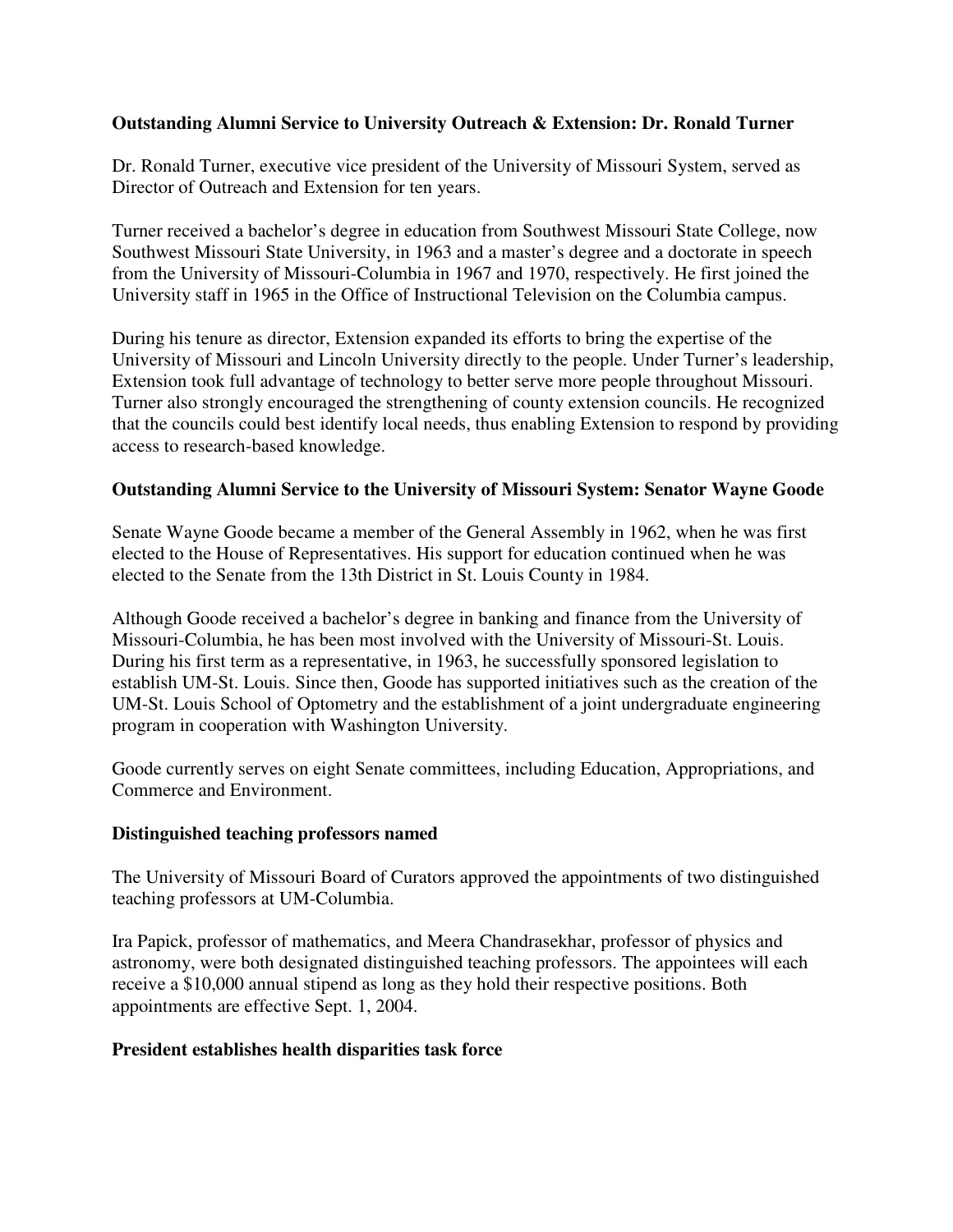**Outstanding Alumni Service to University Outreach & Extension: Dr. Ronald Turner**

Dr. Ronald Turner, executive vice president of the University of Missouri System, served as Director of Outreach and Extension for ten years.

Turner received a bachelor's degree in education from Southwest Missouri State College, now Southwest Missouri State University, in 1963 and a master's degree and a doctorate in speech from the University of Missouri-Columbia in 1967 and 1970, respectively. He first joined the University staff in 1965 in the Office of Instructional Television on the Columbia campus.

During his tenure as director, Extension expanded its efforts to bring the expertise of the University of Missouri and Lincoln University directly to the people. Under Turner's leadership, Extension took full advantage of technology to better serve more people throughout Missouri. Turner also strongly encouraged the strengthening of county extension councils. He recognized that the councils could best identify local needs, thus enabling Extension to respond by providing access to research-based knowledge.

**Outstanding Alumni Service to the University of Missouri System: Senator Wayne Goode**

Senate Wayne Goode became a member of the General Assembly in 1962, when he was first elected to the House of Representatives. His support for education continued when he was elected to the Senate from the 13th District in St. Louis County in 1984.

Although Goode received a bachelor's degree in banking and finance from the University of Missouri-Columbia, he has been most involved with the University of Missouri-St. Louis. During his first term as a representative, in 1963, he successfully sponsored legislation to establish UM-St. Louis. Since then, Goode has supported initiatives such as the creation of the UM-St. Louis School of Optometry and the establishment of a joint undergraduate engineering program in cooperation with Washington University.

Goode currently serves on eight Senate committees, including Education, Appropriations, and Commerce and Environment.

**Distinguished teaching professors named**

The University of Missouri Board of Curators approved the appointments of two distinguished teaching professors at UM-Columbia.

Ira Papick, professor of mathematics, and Meera Chandrasekhar, professor of physics and astronomy, were both designated distinguished teaching professors. The appointees will each receive a $10,000 annual stipend as long as they hold their respective positions. Both appointments are effective Sept. 1, 2004.

**President establishes health disparities task force**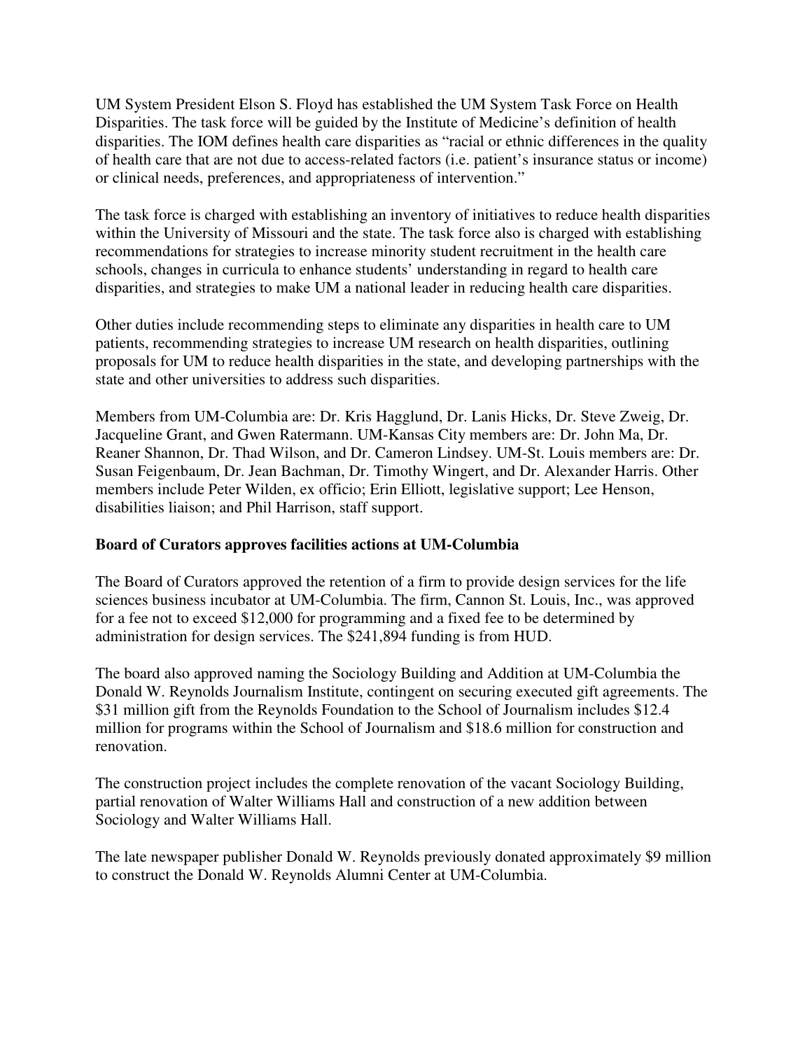UM System President Elson S. Floyd has established the UM System Task Force on Health Disparities. The task force will be guided by the Institute of Medicine's definition of health disparities. The IOM defines health care disparities as "racial or ethnic differences in the quality of health care that are not due to access-related factors (i.e. patient's insurance status or income) or clinical needs, preferences, and appropriateness of intervention."

The task force is charged with establishing an inventory of initiatives to reduce health disparities within the University of Missouri and the state. The task force also is charged with establishing recommendations for strategies to increase minority student recruitment in the health care schools, changes in curricula to enhance students' understanding in regard to health care disparities, and strategies to make UM a national leader in reducing health care disparities.

Other duties include recommending steps to eliminate any disparities in health care to UM patients, recommending strategies to increase UM research on health disparities, outlining proposals for UM to reduce health disparities in the state, and developing partnerships with the state and other universities to address such disparities.

Members from UM-Columbia are: Dr. Kris Hagglund, Dr. Lanis Hicks, Dr. Steve Zweig, Dr. Jacqueline Grant, and Gwen Ratermann. UM-Kansas City members are: Dr. John Ma, Dr. Reaner Shannon, Dr. Thad Wilson, and Dr. Cameron Lindsey. UM-St. Louis members are: Dr. Susan Feigenbaum, Dr. Jean Bachman, Dr. Timothy Wingert, and Dr. Alexander Harris. Other members include Peter Wilden, ex officio; Erin Elliott, legislative support; Lee Henson, disabilities liaison; and Phil Harrison, staff support.

**Board of Curators approves facilities actions at UM-Columbia**

The Board of Curators approved the retention of a firm to provide design services for the life sciences business incubator at UM-Columbia. The firm, Cannon St. Louis, Inc., was approved for a fee not to exceed $12,000 for programming and a fixed fee to be determined by administration for design services. The $241,894 funding is from HUD.

The board also approved naming the Sociology Building and Addition at UM-Columbia the Donald W. Reynolds Journalism Institute, contingent on securing executed gift agreements. The $31 million gift from the Reynolds Foundation to the School of Journalism includes $12.4 million for programs within the School of Journalism and $18.6 million for construction and renovation.

The construction project includes the complete renovation of the vacant Sociology Building, partial renovation of Walter Williams Hall and construction of a new addition between Sociology and Walter Williams Hall.

The late newspaper publisher Donald W. Reynolds previously donated approximately $9 million to construct the Donald W. Reynolds Alumni Center at UM-Columbia.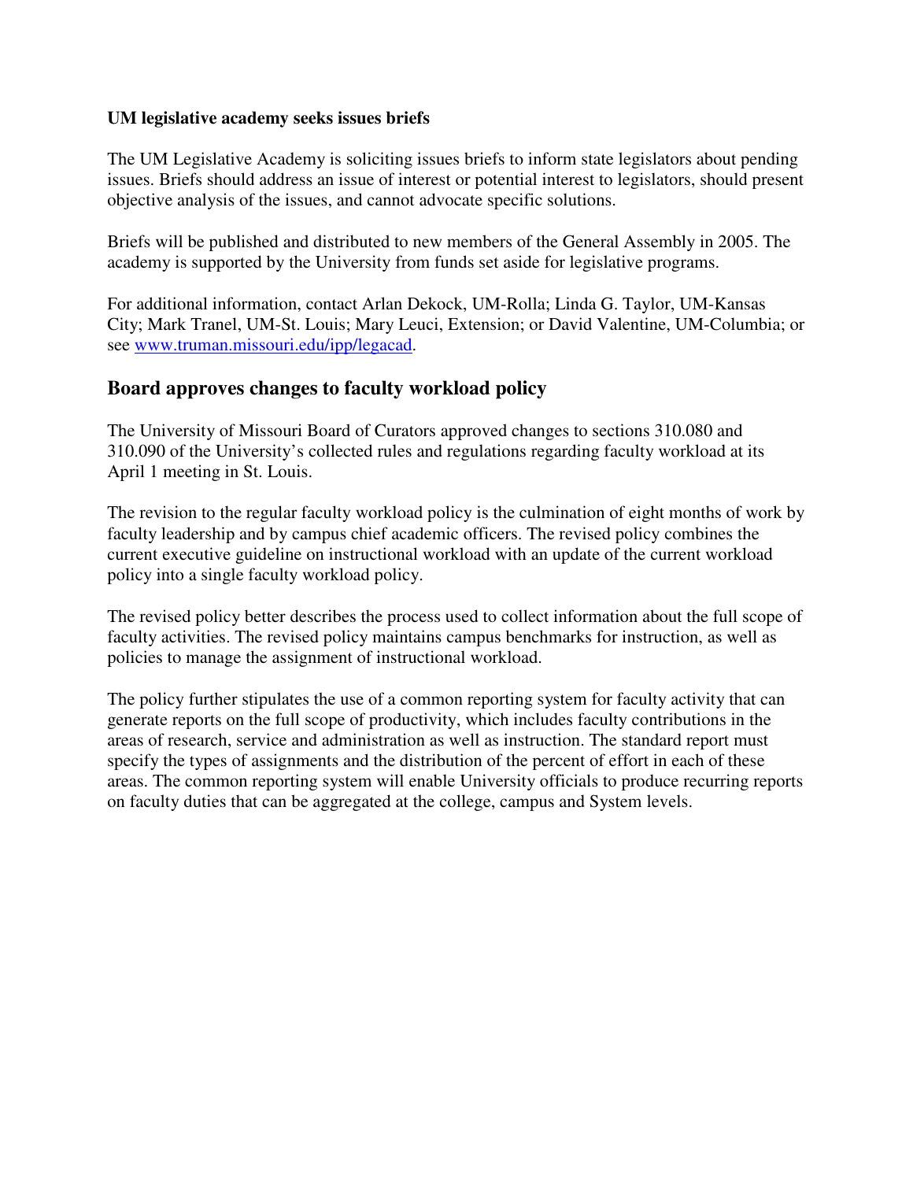**UM legislative academy seeks issues briefs**

The UM Legislative Academy is soliciting issues briefs to inform state legislators about pending issues. Briefs should address an issue of interest or potential interest to legislators, should present objective analysis of the issues, and cannot advocate specific solutions.

Briefs will be published and distributed to new members of the General Assembly in 2005. The academy is supported by the University from funds set aside for legislative programs.

For additional information, contact Arlan Dekock, UM-Rolla; Linda G. Taylor, UM-Kansas City; Mark Tranel, UM-St. Louis; Mary Leuci, Extension; or David Valentine, UM-Columbia; or see www.truman.missouri.edu/ipp/legacad.

## Board approves changes to faculty workload policy

The University of Missouri Board of Curators approved changes to sections 310.080 and 310.090 of the University's collected rules and regulations regarding faculty workload at its April 1 meeting in St. Louis.

The revision to the regular faculty workload policy is the culmination of eight months of work by faculty leadership and by campus chief academic officers. The revised policy combines the current executive guideline on instructional workload with an update of the current workload policy into a single faculty workload policy.

The revised policy better describes the process used to collect information about the full scope of faculty activities. The revised policy maintains campus benchmarks for instruction, as well as policies to manage the assignment of instructional workload.

The policy further stipulates the use of a common reporting system for faculty activity that can generate reports on the full scope of productivity, which includes faculty contributions in the areas of research, service and administration as well as instruction. The standard report must specify the types of assignments and the distribution of the percent of effort in each of these areas. The common reporting system will enable University officials to produce recurring reports on faculty duties that can be aggregated at the college, campus and System levels.